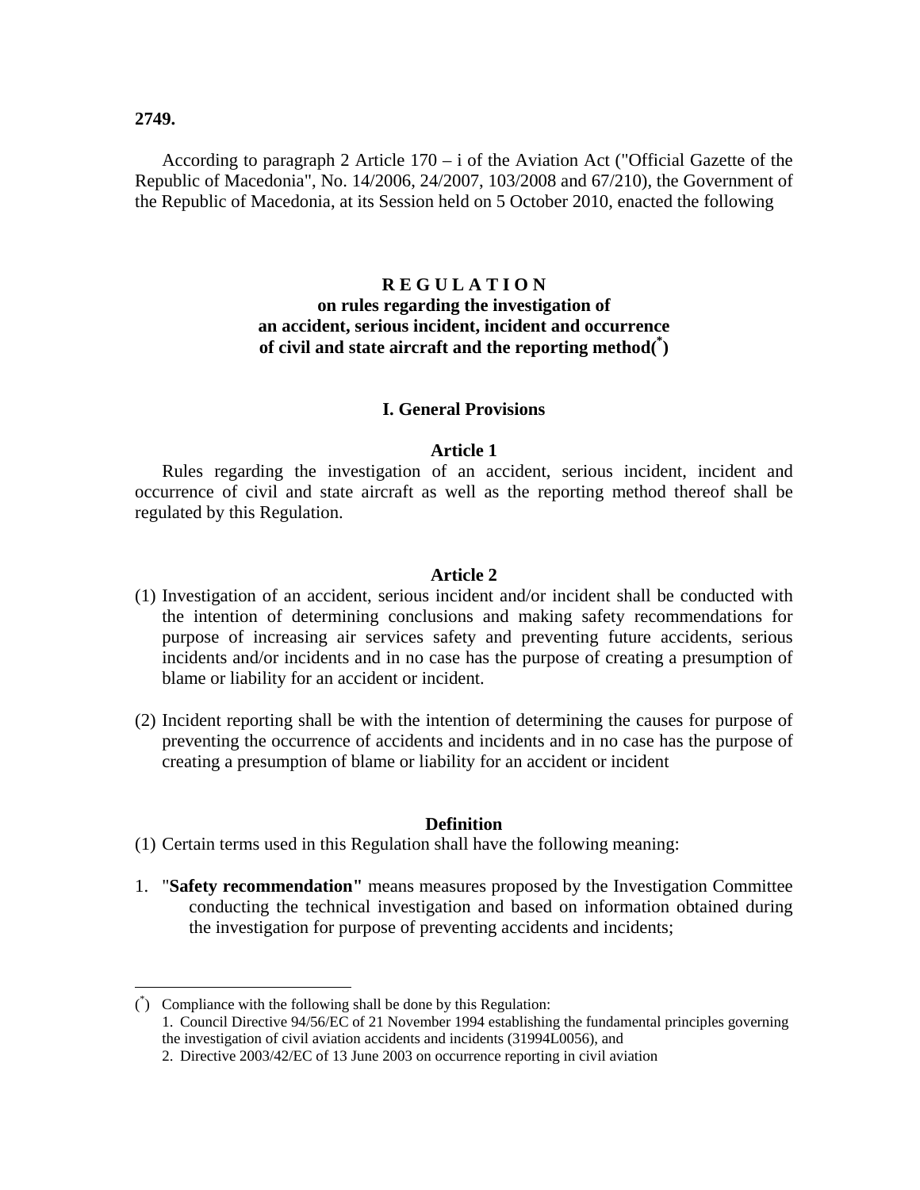**2749.**

According to paragraph 2 Article 170 – i of the Aviation Act ("Official Gazette of the Republic of Macedonia", No. 14/2006, 24/2007, 103/2008 and 67/210), the Government of the Republic of Macedonia, at its Session held on 5 October 2010, enacted the following

# R E G U L A T I O N
## on rules regarding the investigation of an accident, serious incident, incident and occurrence of civil and state aircraft and the reporting method(*)

### I. General Provisions

**Article 1**

Rules regarding the investigation of an accident, serious incident, incident and occurrence of civil and state aircraft as well as the reporting method thereof shall be regulated by this Regulation.

**Article 2**

(1) Investigation of an accident, serious incident and/or incident shall be conducted with the intention of determining conclusions and making safety recommendations for purpose of increasing air services safety and preventing future accidents, serious incidents and/or incidents and in no case has the purpose of creating a presumption of blame or liability for an accident or incident.

(2) Incident reporting shall be with the intention of determining the causes for purpose of preventing the occurrence of accidents and incidents and in no case has the purpose of creating a presumption of blame or liability for an accident or incident

**Definition**

(1) Certain terms used in this Regulation shall have the following meaning:

1. "**Safety recommendation"** means measures proposed by the Investigation Committee conducting the technical investigation and based on information obtained during the investigation for purpose of preventing accidents and incidents;

---

(*) Compliance with the following shall be done by this Regulation:
1. Council Directive 94/56/EC of 21 November 1994 establishing the fundamental principles governing the investigation of civil aviation accidents and incidents (31994L0056), and
2. Directive 2003/42/EC of 13 June 2003 on occurrence reporting in civil aviation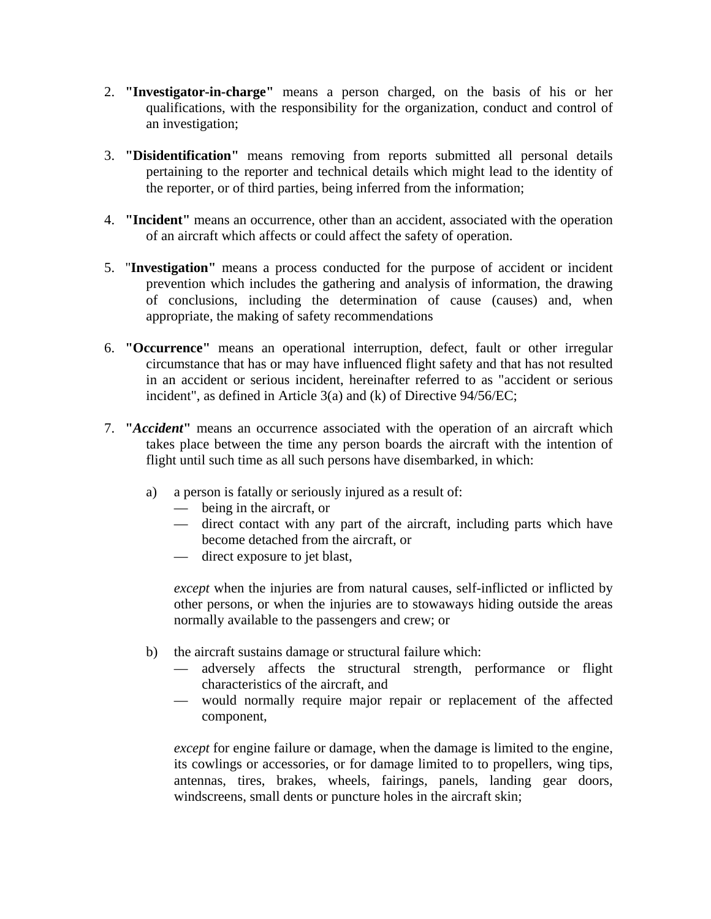2. **"Investigator-in-charge"** means a person charged, on the basis of his or her qualifications, with the responsibility for the organization, conduct and control of an investigation;

3. **"Disidentification"** means removing from reports submitted all personal details pertaining to the reporter and technical details which might lead to the identity of the reporter, or of third parties, being inferred from the information;

4. **"Incident"** means an occurrence, other than an accident, associated with the operation of an aircraft which affects or could affect the safety of operation.

5. "**Investigation"** means a process conducted for the purpose of accident or incident prevention which includes the gathering and analysis of information, the drawing of conclusions, including the determination of cause (causes) and, when appropriate, the making of safety recommendations

6. **"Occurrence"** means an operational interruption, defect, fault or other irregular circumstance that has or may have influenced flight safety and that has not resulted in an accident or serious incident, hereinafter referred to as "accident or serious incident", as defined in Article 3(a) and (k) of Directive 94/56/EC;

7. **"*Accident*"** means an occurrence associated with the operation of an aircraft which takes place between the time any person boards the aircraft with the intention of flight until such time as all such persons have disembarked, in which:

   a) a person is fatally or seriously injured as a result of:
      — being in the aircraft, or
      — direct contact with any part of the aircraft, including parts which have become detached from the aircraft, or
      — direct exposure to jet blast,

      *except* when the injuries are from natural causes, self-inflicted or inflicted by other persons, or when the injuries are to stowaways hiding outside the areas normally available to the passengers and crew; or

   b) the aircraft sustains damage or structural failure which:
      — adversely affects the structural strength, performance or flight characteristics of the aircraft, and
      — would normally require major repair or replacement of the affected component,

      *except* for engine failure or damage, when the damage is limited to the engine, its cowlings or accessories, or for damage limited to to propellers, wing tips, antennas, tires, brakes, wheels, fairings, panels, landing gear doors, windscreens, small dents or puncture holes in the aircraft skin;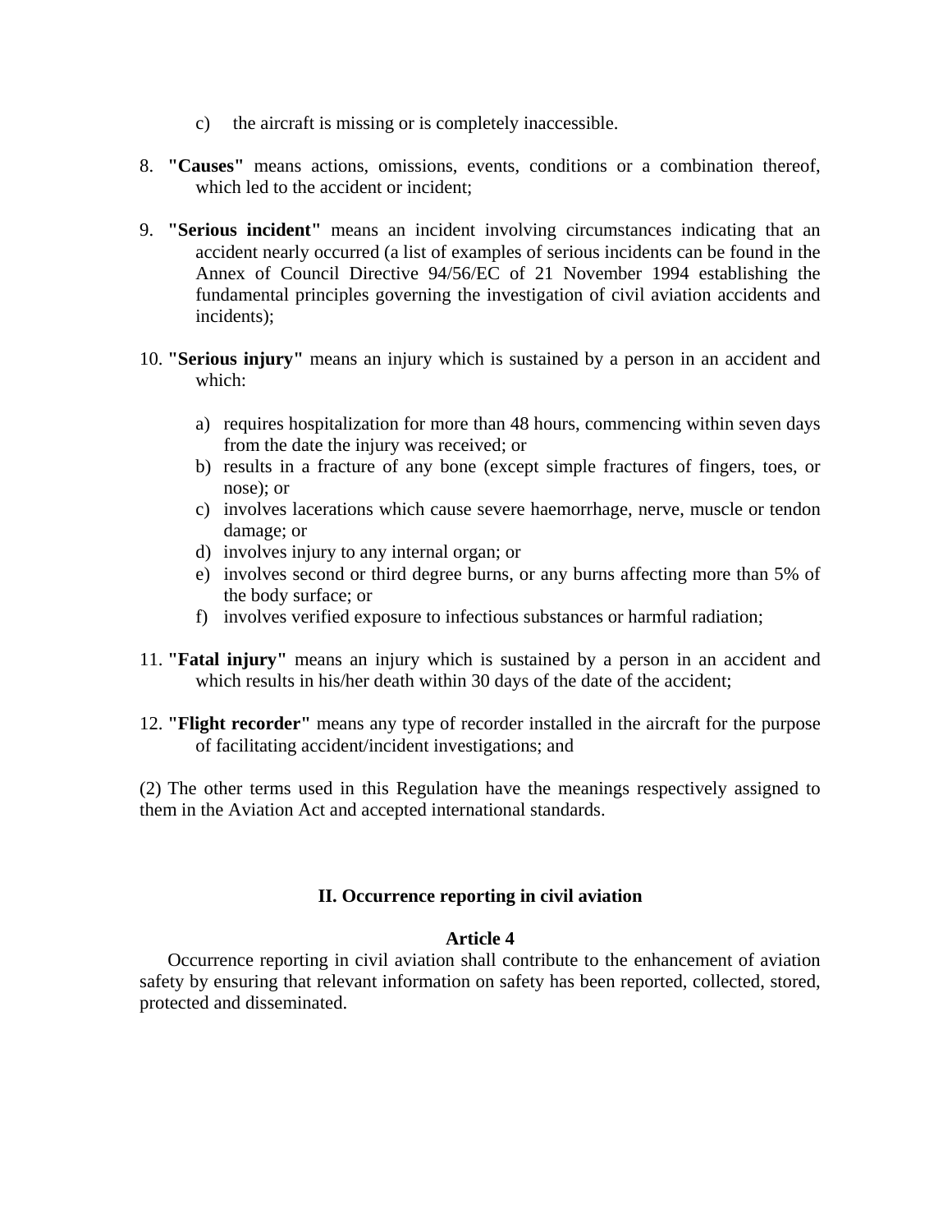c) the aircraft is missing or is completely inaccessible.

8. **"Causes"** means actions, omissions, events, conditions or a combination thereof, which led to the accident or incident;

9. **"Serious incident"** means an incident involving circumstances indicating that an accident nearly occurred (a list of examples of serious incidents can be found in the Annex of Council Directive 94/56/EC of 21 November 1994 establishing the fundamental principles governing the investigation of civil aviation accidents and incidents);

10. **"Serious injury"** means an injury which is sustained by a person in an accident and which:

    a) requires hospitalization for more than 48 hours, commencing within seven days from the date the injury was received; or
    b) results in a fracture of any bone (except simple fractures of fingers, toes, or nose); or
    c) involves lacerations which cause severe haemorrhage, nerve, muscle or tendon damage; or
    d) involves injury to any internal organ; or
    e) involves second or third degree burns, or any burns affecting more than 5% of the body surface; or
    f) involves verified exposure to infectious substances or harmful radiation;

11. **"Fatal injury"** means an injury which is sustained by a person in an accident and which results in his/her death within 30 days of the date of the accident;

12. **"Flight recorder"** means any type of recorder installed in the aircraft for the purpose of facilitating accident/incident investigations; and

(2) The other terms used in this Regulation have the meanings respectively assigned to them in the Aviation Act and accepted international standards.

## II. Occurrence reporting in civil aviation

### Article 4

Occurrence reporting in civil aviation shall contribute to the enhancement of aviation safety by ensuring that relevant information on safety has been reported, collected, stored, protected and disseminated.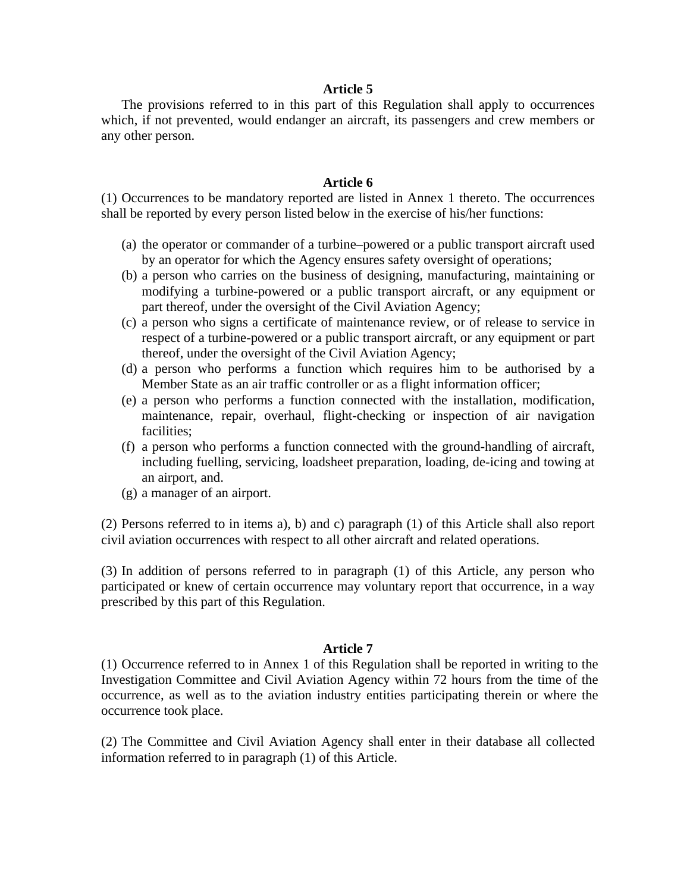### Article 5

The provisions referred to in this part of this Regulation shall apply to occurrences which, if not prevented, would endanger an aircraft, its passengers and crew members or any other person.

### Article 6

(1) Occurrences to be mandatory reported are listed in Annex 1 thereto. The occurrences shall be reported by every person listed below in the exercise of his/her functions:

(a) the operator or commander of a turbine–powered or a public transport aircraft used by an operator for which the Agency ensures safety oversight of operations;
(b) a person who carries on the business of designing, manufacturing, maintaining or modifying a turbine-powered or a public transport aircraft, or any equipment or part thereof, under the oversight of the Civil Aviation Agency;
(c) a person who signs a certificate of maintenance review, or of release to service in respect of a turbine-powered or a public transport aircraft, or any equipment or part thereof, under the oversight of the Civil Aviation Agency;
(d) a person who performs a function which requires him to be authorised by a Member State as an air traffic controller or as a flight information officer;
(e) a person who performs a function connected with the installation, modification, maintenance, repair, overhaul, flight-checking or inspection of air navigation facilities;
(f) a person who performs a function connected with the ground-handling of aircraft, including fuelling, servicing, loadsheet preparation, loading, de-icing and towing at an airport, and.
(g) a manager of an airport.

(2) Persons referred to in items a), b) and c) paragraph (1) of this Article shall also report civil aviation occurrences with respect to all other aircraft and related operations.

(3) In addition of persons referred to in paragraph (1) of this Article, any person who participated or knew of certain occurrence may voluntary report that occurrence, in a way prescribed by this part of this Regulation.

### Article 7

(1) Occurrence referred to in Annex 1 of this Regulation shall be reported in writing to the Investigation Committee and Civil Aviation Agency within 72 hours from the time of the occurrence, as well as to the aviation industry entities participating therein or where the occurrence took place.

(2) The Committee and Civil Aviation Agency shall enter in their database all collected information referred to in paragraph (1) of this Article.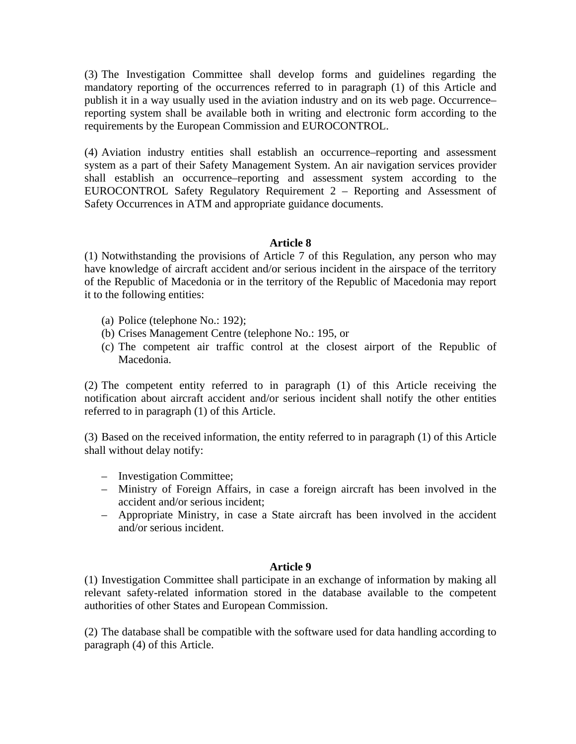(3) The Investigation Committee shall develop forms and guidelines regarding the mandatory reporting of the occurrences referred to in paragraph (1) of this Article and publish it in a way usually used in the aviation industry and on its web page. Occurrence–reporting system shall be available both in writing and electronic form according to the requirements by the European Commission and EUROCONTROL.

(4) Aviation industry entities shall establish an occurrence–reporting and assessment system as a part of their Safety Management System. An air navigation services provider shall establish an occurrence–reporting and assessment system according to the EUROCONTROL Safety Regulatory Requirement 2 – Reporting and Assessment of Safety Occurrences in ATM and appropriate guidance documents.

**Article 8**

(1) Notwithstanding the provisions of Article 7 of this Regulation, any person who may have knowledge of aircraft accident and/or serious incident in the airspace of the territory of the Republic of Macedonia or in the territory of the Republic of Macedonia may report it to the following entities:

(a) Police (telephone No.: 192);
(b) Crises Management Centre (telephone No.: 195, or
(c) The competent air traffic control at the closest airport of the Republic of Macedonia.

(2) The competent entity referred to in paragraph (1) of this Article receiving the notification about aircraft accident and/or serious incident shall notify the other entities referred to in paragraph (1) of this Article.

(3) Based on the received information, the entity referred to in paragraph (1) of this Article shall without delay notify:

- Investigation Committee;
- Ministry of Foreign Affairs, in case a foreign aircraft has been involved in the accident and/or serious incident;
- Appropriate Ministry, in case a State aircraft has been involved in the accident and/or serious incident.

**Article 9**

(1) Investigation Committee shall participate in an exchange of information by making all relevant safety-related information stored in the database available to the competent authorities of other States and European Commission.

(2) The database shall be compatible with the software used for data handling according to paragraph (4) of this Article.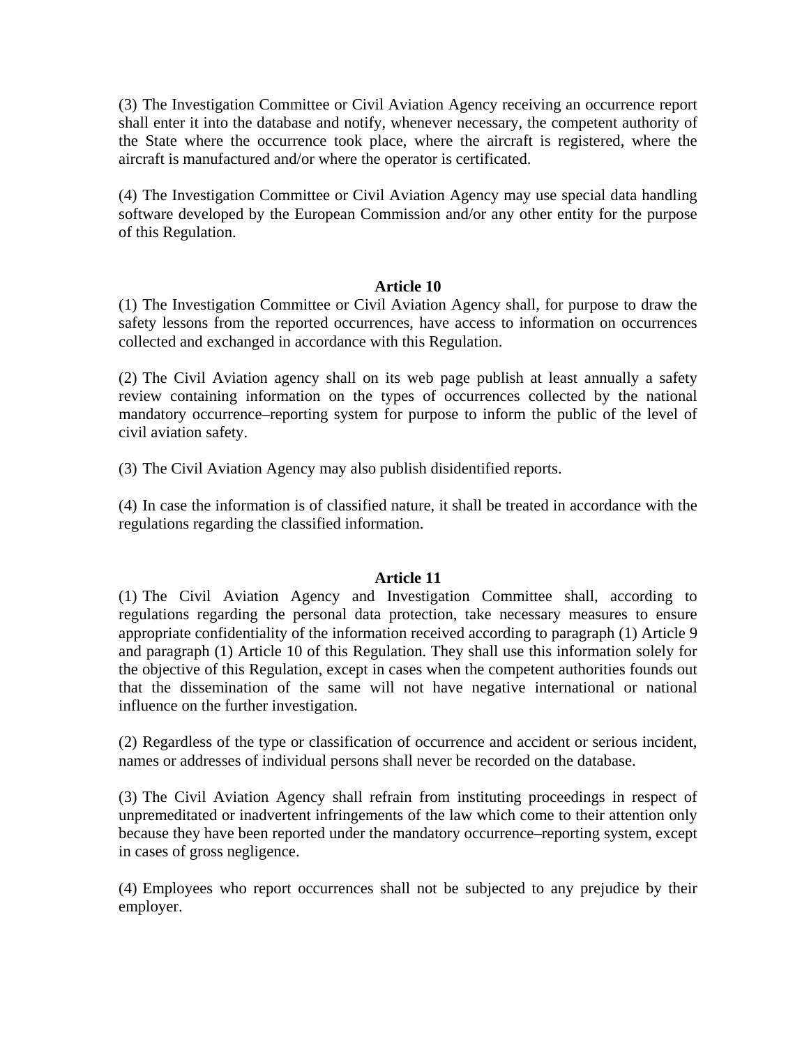(3) The Investigation Committee or Civil Aviation Agency receiving an occurrence report shall enter it into the database and notify, whenever necessary, the competent authority of the State where the occurrence took place, where the aircraft is registered, where the aircraft is manufactured and/or where the operator is certificated.

(4) The Investigation Committee or Civil Aviation Agency may use special data handling software developed by the European Commission and/or any other entity for the purpose of this Regulation.

**Article 10**

(1) The Investigation Committee or Civil Aviation Agency shall, for purpose to draw the safety lessons from the reported occurrences, have access to information on occurrences collected and exchanged in accordance with this Regulation.

(2) The Civil Aviation agency shall on its web page publish at least annually a safety review containing information on the types of occurrences collected by the national mandatory occurrence–reporting system for purpose to inform the public of the level of civil aviation safety.

(3) The Civil Aviation Agency may also publish disidentified reports.

(4) In case the information is of classified nature, it shall be treated in accordance with the regulations regarding the classified information.

**Article 11**

(1) The Civil Aviation Agency and Investigation Committee shall, according to regulations regarding the personal data protection, take necessary measures to ensure appropriate confidentiality of the information received according to paragraph (1) Article 9 and paragraph (1) Article 10 of this Regulation. They shall use this information solely for the objective of this Regulation, except in cases when the competent authorities founds out that the dissemination of the same will not have negative international or national influence on the further investigation.

(2) Regardless of the type or classification of occurrence and accident or serious incident, names or addresses of individual persons shall never be recorded on the database.

(3) The Civil Aviation Agency shall refrain from instituting proceedings in respect of unpremeditated or inadvertent infringements of the law which come to their attention only because they have been reported under the mandatory occurrence–reporting system, except in cases of gross negligence.

(4) Employees who report occurrences shall not be subjected to any prejudice by their employer.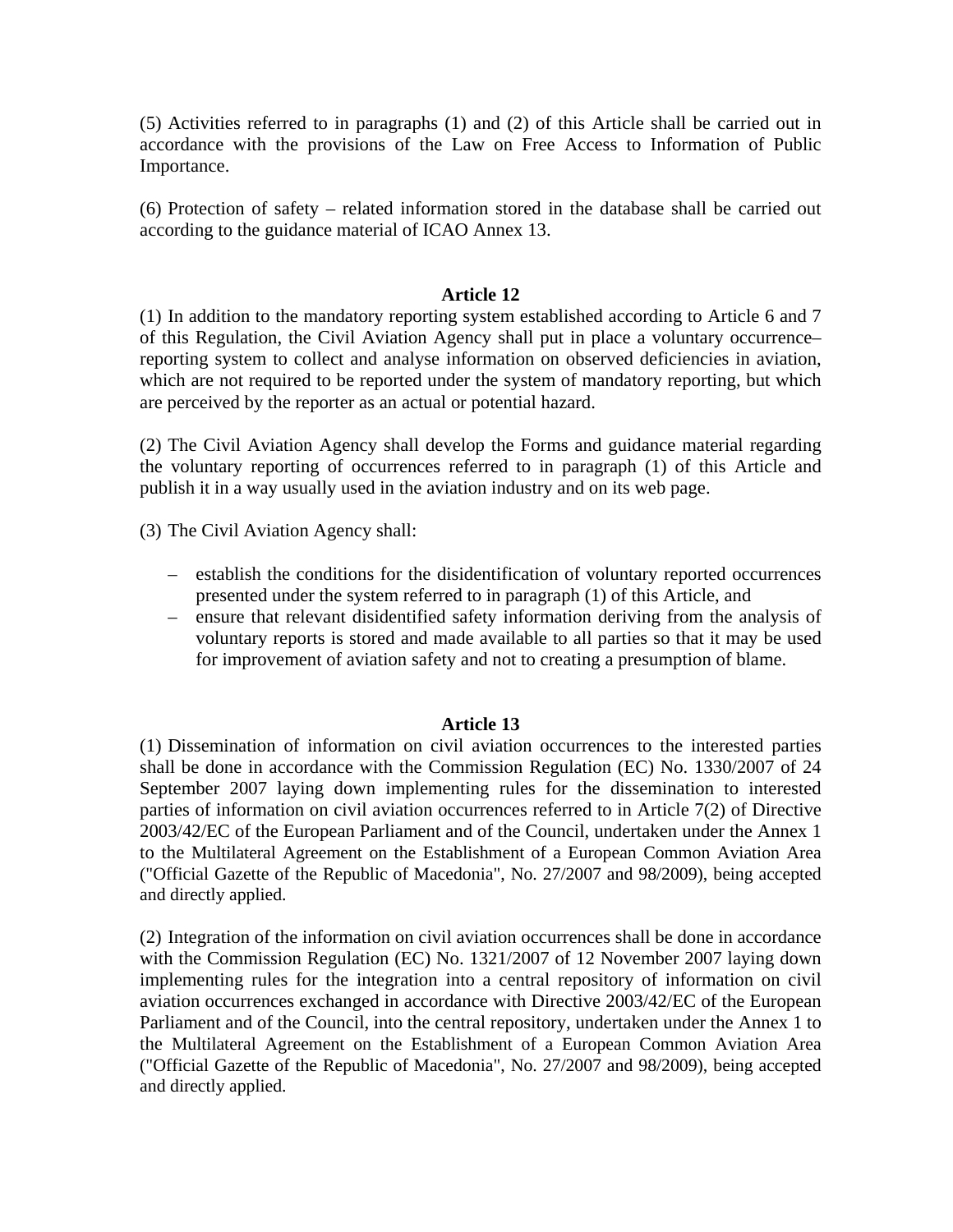(5) Activities referred to in paragraphs (1) and (2) of this Article shall be carried out in accordance with the provisions of the Law on Free Access to Information of Public Importance.

(6) Protection of safety – related information stored in the database shall be carried out according to the guidance material of ICAO Annex 13.

**Article 12**

(1) In addition to the mandatory reporting system established according to Article 6 and 7 of this Regulation, the Civil Aviation Agency shall put in place a voluntary occurrence–reporting system to collect and analyse information on observed deficiencies in aviation, which are not required to be reported under the system of mandatory reporting, but which are perceived by the reporter as an actual or potential hazard.

(2) The Civil Aviation Agency shall develop the Forms and guidance material regarding the voluntary reporting of occurrences referred to in paragraph (1) of this Article and publish it in a way usually used in the aviation industry and on its web page.

(3) The Civil Aviation Agency shall:

– establish the conditions for the disidentification of voluntary reported occurrences presented under the system referred to in paragraph (1) of this Article, and
– ensure that relevant disidentified safety information deriving from the analysis of voluntary reports is stored and made available to all parties so that it may be used for improvement of aviation safety and not to creating a presumption of blame.

**Article 13**

(1) Dissemination of information on civil aviation occurrences to the interested parties shall be done in accordance with the Commission Regulation (EC) No. 1330/2007 of 24 September 2007 laying down implementing rules for the dissemination to interested parties of information on civil aviation occurrences referred to in Article 7(2) of Directive 2003/42/EC of the European Parliament and of the Council, undertaken under the Annex 1 to the Multilateral Agreement on the Establishment of a European Common Aviation Area ("Official Gazette of the Republic of Macedonia", No. 27/2007 and 98/2009), being accepted and directly applied.

(2) Integration of the information on civil aviation occurrences shall be done in accordance with the Commission Regulation (EC) No. 1321/2007 of 12 November 2007 laying down implementing rules for the integration into a central repository of information on civil aviation occurrences exchanged in accordance with Directive 2003/42/EC of the European Parliament and of the Council, into the central repository, undertaken under the Annex 1 to the Multilateral Agreement on the Establishment of a European Common Aviation Area ("Official Gazette of the Republic of Macedonia", No. 27/2007 and 98/2009), being accepted and directly applied.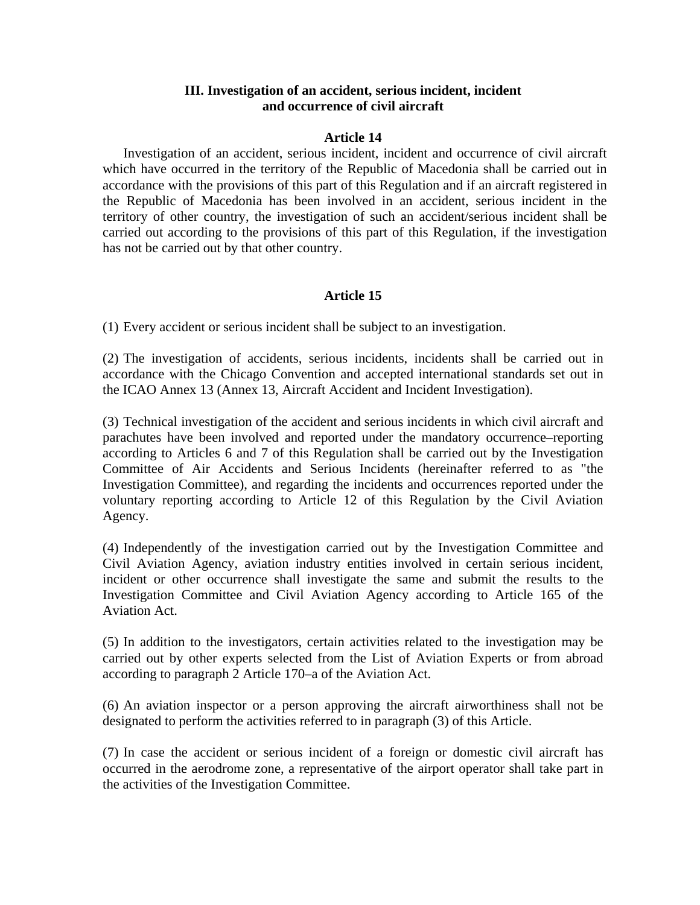### III. Investigation of an accident, serious incident, incident and occurrence of civil aircraft

#### Article 14

Investigation of an accident, serious incident, incident and occurrence of civil aircraft which have occurred in the territory of the Republic of Macedonia shall be carried out in accordance with the provisions of this part of this Regulation and if an aircraft registered in the Republic of Macedonia has been involved in an accident, serious incident in the territory of other country, the investigation of such an accident/serious incident shall be carried out according to the provisions of this part of this Regulation, if the investigation has not be carried out by that other country.

#### Article 15

(1) Every accident or serious incident shall be subject to an investigation.

(2) The investigation of accidents, serious incidents, incidents shall be carried out in accordance with the Chicago Convention and accepted international standards set out in the ICAO Annex 13 (Annex 13, Aircraft Accident and Incident Investigation).

(3) Technical investigation of the accident and serious incidents in which civil aircraft and parachutes have been involved and reported under the mandatory occurrence–reporting according to Articles 6 and 7 of this Regulation shall be carried out by the Investigation Committee of Air Accidents and Serious Incidents (hereinafter referred to as "the Investigation Committee), and regarding the incidents and occurrences reported under the voluntary reporting according to Article 12 of this Regulation by the Civil Aviation Agency.

(4) Independently of the investigation carried out by the Investigation Committee and Civil Aviation Agency, aviation industry entities involved in certain serious incident, incident or other occurrence shall investigate the same and submit the results to the Investigation Committee and Civil Aviation Agency according to Article 165 of the Aviation Act.

(5) In addition to the investigators, certain activities related to the investigation may be carried out by other experts selected from the List of Aviation Experts or from abroad according to paragraph 2 Article 170–a of the Aviation Act.

(6) An aviation inspector or a person approving the aircraft airworthiness shall not be designated to perform the activities referred to in paragraph (3) of this Article.

(7) In case the accident or serious incident of a foreign or domestic civil aircraft has occurred in the aerodrome zone, a representative of the airport operator shall take part in the activities of the Investigation Committee.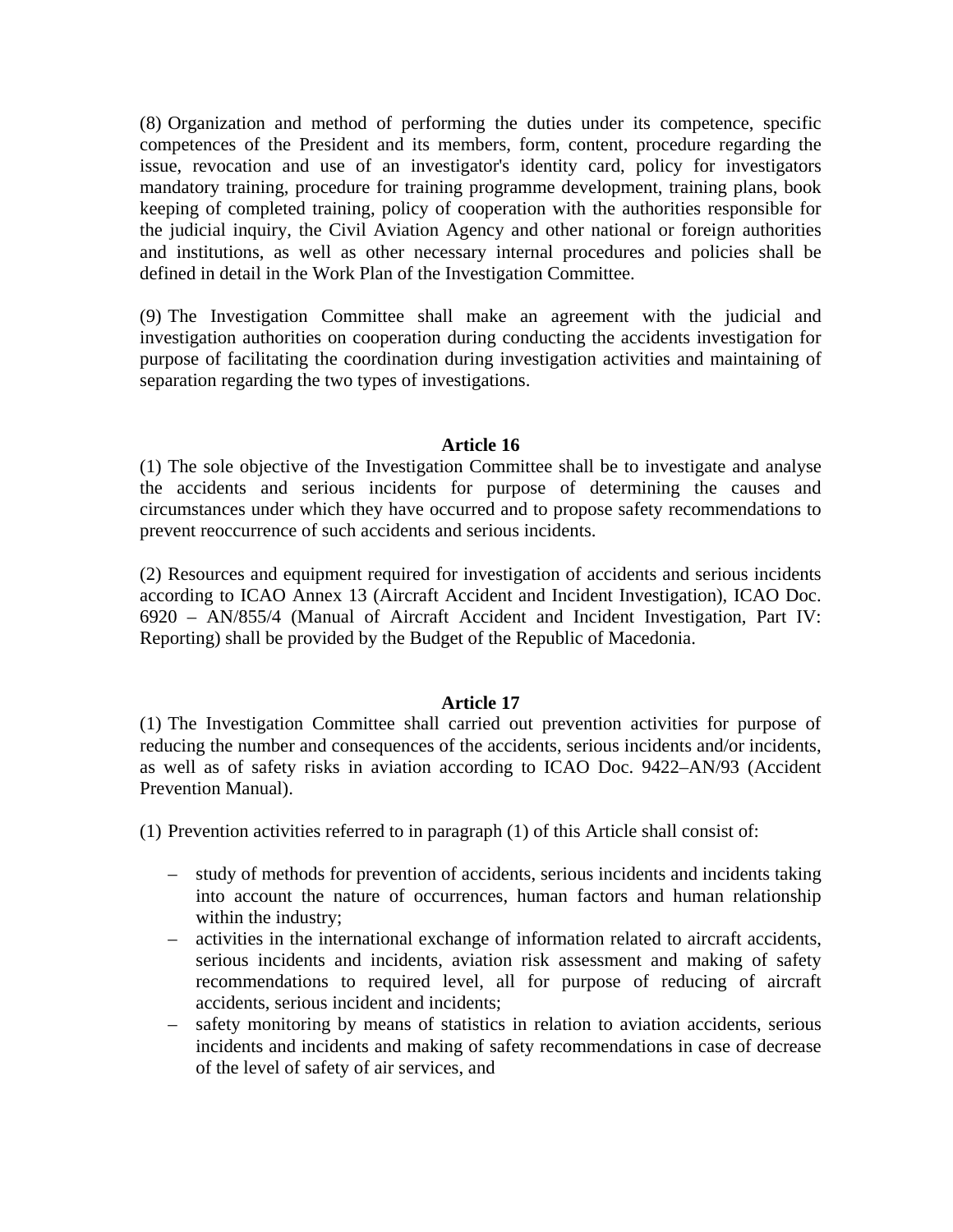(8) Organization and method of performing the duties under its competence, specific competences of the President and its members, form, content, procedure regarding the issue, revocation and use of an investigator's identity card, policy for investigators mandatory training, procedure for training programme development, training plans, book keeping of completed training, policy of cooperation with the authorities responsible for the judicial inquiry, the Civil Aviation Agency and other national or foreign authorities and institutions, as well as other necessary internal procedures and policies shall be defined in detail in the Work Plan of the Investigation Committee.

(9) The Investigation Committee shall make an agreement with the judicial and investigation authorities on cooperation during conducting the accidents investigation for purpose of facilitating the coordination during investigation activities and maintaining of separation regarding the two types of investigations.

**Article 16**

(1) The sole objective of the Investigation Committee shall be to investigate and analyse the accidents and serious incidents for purpose of determining the causes and circumstances under which they have occurred and to propose safety recommendations to prevent reoccurrence of such accidents and serious incidents.

(2) Resources and equipment required for investigation of accidents and serious incidents according to ICAO Annex 13 (Aircraft Accident and Incident Investigation), ICAO Doc. 6920 – AN/855/4 (Manual of Aircraft Accident and Incident Investigation, Part IV: Reporting) shall be provided by the Budget of the Republic of Macedonia.

**Article 17**

(1) The Investigation Committee shall carried out prevention activities for purpose of reducing the number and consequences of the accidents, serious incidents and/or incidents, as well as of safety risks in aviation according to ICAO Doc. 9422–AN/93 (Accident Prevention Manual).

(1) Prevention activities referred to in paragraph (1) of this Article shall consist of:

- study of methods for prevention of accidents, serious incidents and incidents taking into account the nature of occurrences, human factors and human relationship within the industry;
- activities in the international exchange of information related to aircraft accidents, serious incidents and incidents, aviation risk assessment and making of safety recommendations to required level, all for purpose of reducing of aircraft accidents, serious incident and incidents;
- safety monitoring by means of statistics in relation to aviation accidents, serious incidents and incidents and making of safety recommendations in case of decrease of the level of safety of air services, and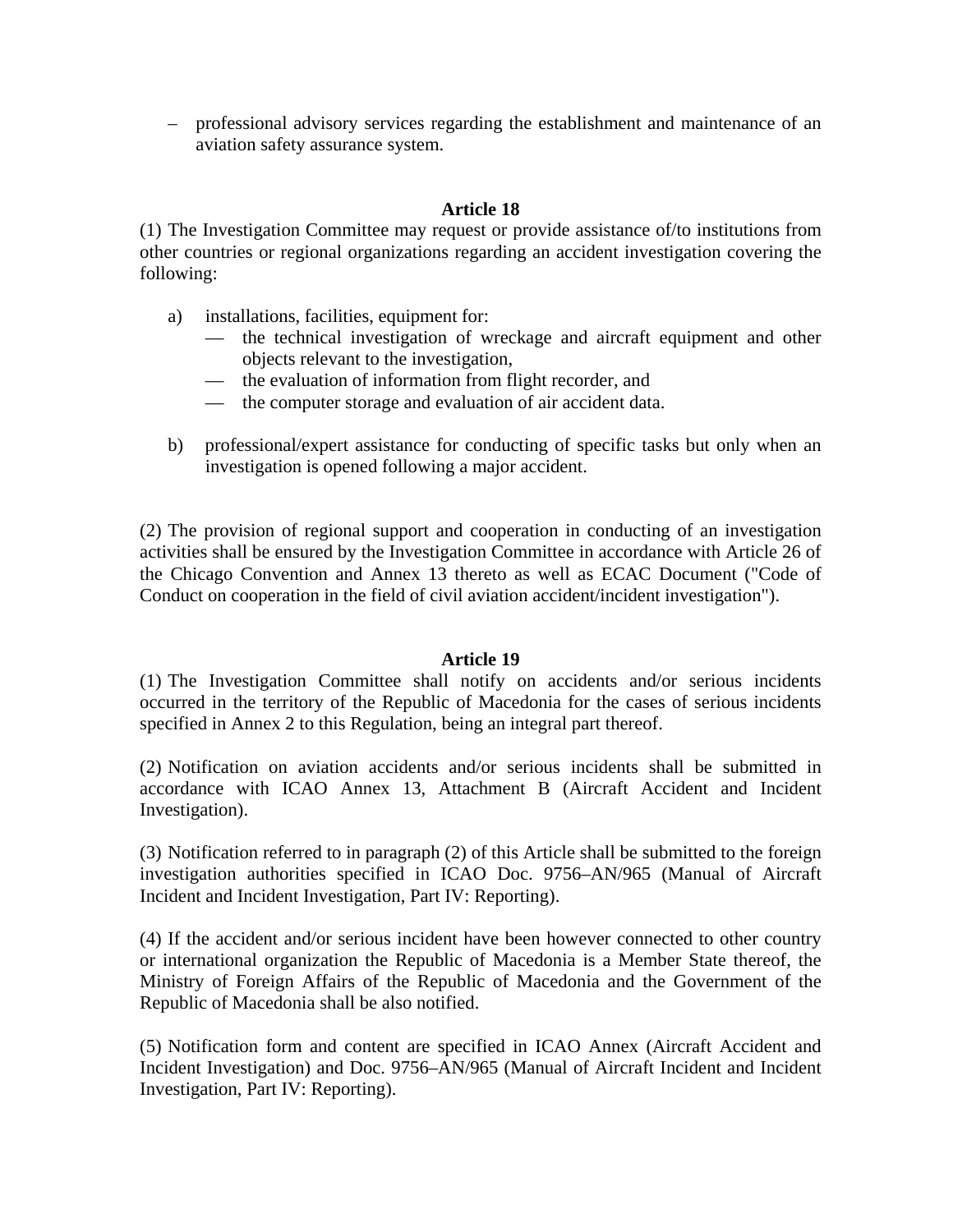– professional advisory services regarding the establishment and maintenance of an aviation safety assurance system.

**Article 18**

(1) The Investigation Committee may request or provide assistance of/to institutions from other countries or regional organizations regarding an accident investigation covering the following:

a) installations, facilities, equipment for:
   - the technical investigation of wreckage and aircraft equipment and other objects relevant to the investigation,
   - the evaluation of information from flight recorder, and
   - the computer storage and evaluation of air accident data.

b) professional/expert assistance for conducting of specific tasks but only when an investigation is opened following a major accident.

(2) The provision of regional support and cooperation in conducting of an investigation activities shall be ensured by the Investigation Committee in accordance with Article 26 of the Chicago Convention and Annex 13 thereto as well as ECAC Document ("Code of Conduct on cooperation in the field of civil aviation accident/incident investigation").

**Article 19**

(1) The Investigation Committee shall notify on accidents and/or serious incidents occurred in the territory of the Republic of Macedonia for the cases of serious incidents specified in Annex 2 to this Regulation, being an integral part thereof.

(2) Notification on aviation accidents and/or serious incidents shall be submitted in accordance with ICAO Annex 13, Attachment B (Aircraft Accident and Incident Investigation).

(3) Notification referred to in paragraph (2) of this Article shall be submitted to the foreign investigation authorities specified in ICAO Doc. 9756–AN/965 (Manual of Aircraft Incident and Incident Investigation, Part IV: Reporting).

(4) If the accident and/or serious incident have been however connected to other country or international organization the Republic of Macedonia is a Member State thereof, the Ministry of Foreign Affairs of the Republic of Macedonia and the Government of the Republic of Macedonia shall be also notified.

(5) Notification form and content are specified in ICAO Annex (Aircraft Accident and Incident Investigation) and Doc. 9756–AN/965 (Manual of Aircraft Incident and Incident Investigation, Part IV: Reporting).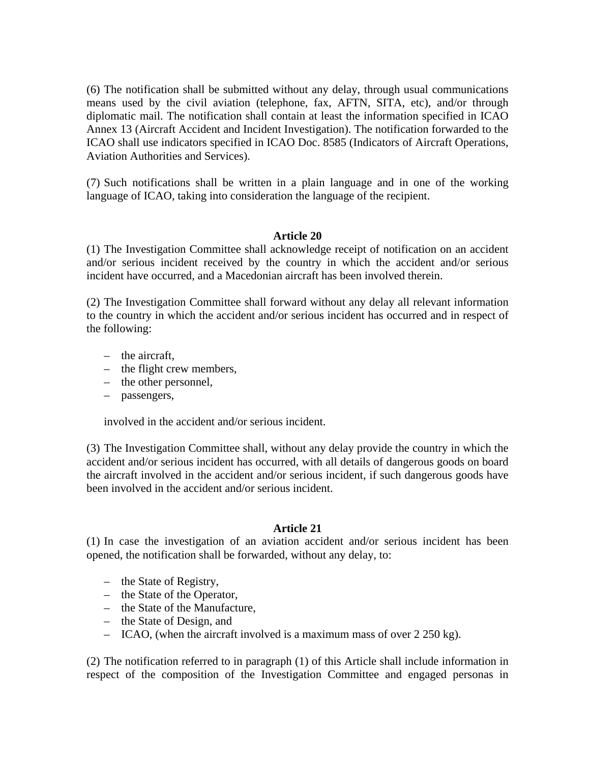(6) The notification shall be submitted without any delay, through usual communications means used by the civil aviation (telephone, fax, AFTN, SITA, etc), and/or through diplomatic mail. The notification shall contain at least the information specified in ICAO Annex 13 (Aircraft Accident and Incident Investigation). The notification forwarded to the ICAO shall use indicators specified in ICAO Doc. 8585 (Indicators of Aircraft Operations, Aviation Authorities and Services).

(7) Such notifications shall be written in a plain language and in one of the working language of ICAO, taking into consideration the language of the recipient.

**Article 20**

(1) The Investigation Committee shall acknowledge receipt of notification on an accident and/or serious incident received by the country in which the accident and/or serious incident have occurred, and a Macedonian aircraft has been involved therein.

(2) The Investigation Committee shall forward without any delay all relevant information to the country in which the accident and/or serious incident has occurred and in respect of the following:

- the aircraft,
- the flight crew members,
- the other personnel,
- passengers,

involved in the accident and/or serious incident.

(3) The Investigation Committee shall, without any delay provide the country in which the accident and/or serious incident has occurred, with all details of dangerous goods on board the aircraft involved in the accident and/or serious incident, if such dangerous goods have been involved in the accident and/or serious incident.

**Article 21**

(1) In case the investigation of an aviation accident and/or serious incident has been opened, the notification shall be forwarded, without any delay, to:

- the State of Registry,
- the State of the Operator,
- the State of the Manufacture,
- the State of Design, and
- ICAO, (when the aircraft involved is a maximum mass of over 2 250 kg).

(2) The notification referred to in paragraph (1) of this Article shall include information in respect of the composition of the Investigation Committee and engaged personas in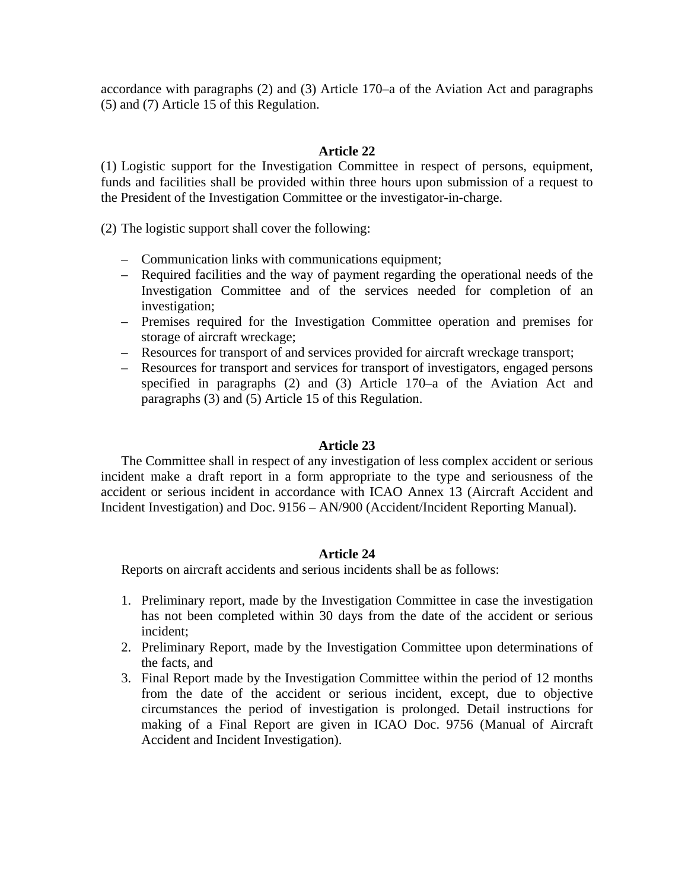accordance with paragraphs (2) and (3) Article 170–a of the Aviation Act and paragraphs (5) and (7) Article 15 of this Regulation.

### Article 22

(1) Logistic support for the Investigation Committee in respect of persons, equipment, funds and facilities shall be provided within three hours upon submission of a request to the President of the Investigation Committee or the investigator-in-charge.

(2) The logistic support shall cover the following:

- Communication links with communications equipment;
- Required facilities and the way of payment regarding the operational needs of the Investigation Committee and of the services needed for completion of an investigation;
- Premises required for the Investigation Committee operation and premises for storage of aircraft wreckage;
- Resources for transport of and services provided for aircraft wreckage transport;
- Resources for transport and services for transport of investigators, engaged persons specified in paragraphs (2) and (3) Article 170–a of the Aviation Act and paragraphs (3) and (5) Article 15 of this Regulation.

### Article 23

The Committee shall in respect of any investigation of less complex accident or serious incident make a draft report in a form appropriate to the type and seriousness of the accident or serious incident in accordance with ICAO Annex 13 (Aircraft Accident and Incident Investigation) and Doc. 9156 – AN/900 (Accident/Incident Reporting Manual).

### Article 24

Reports on aircraft accidents and serious incidents shall be as follows:

1. Preliminary report, made by the Investigation Committee in case the investigation has not been completed within 30 days from the date of the accident or serious incident;
2. Preliminary Report, made by the Investigation Committee upon determinations of the facts, and
3. Final Report made by the Investigation Committee within the period of 12 months from the date of the accident or serious incident, except, due to objective circumstances the period of investigation is prolonged. Detail instructions for making of a Final Report are given in ICAO Doc. 9756 (Manual of Aircraft Accident and Incident Investigation).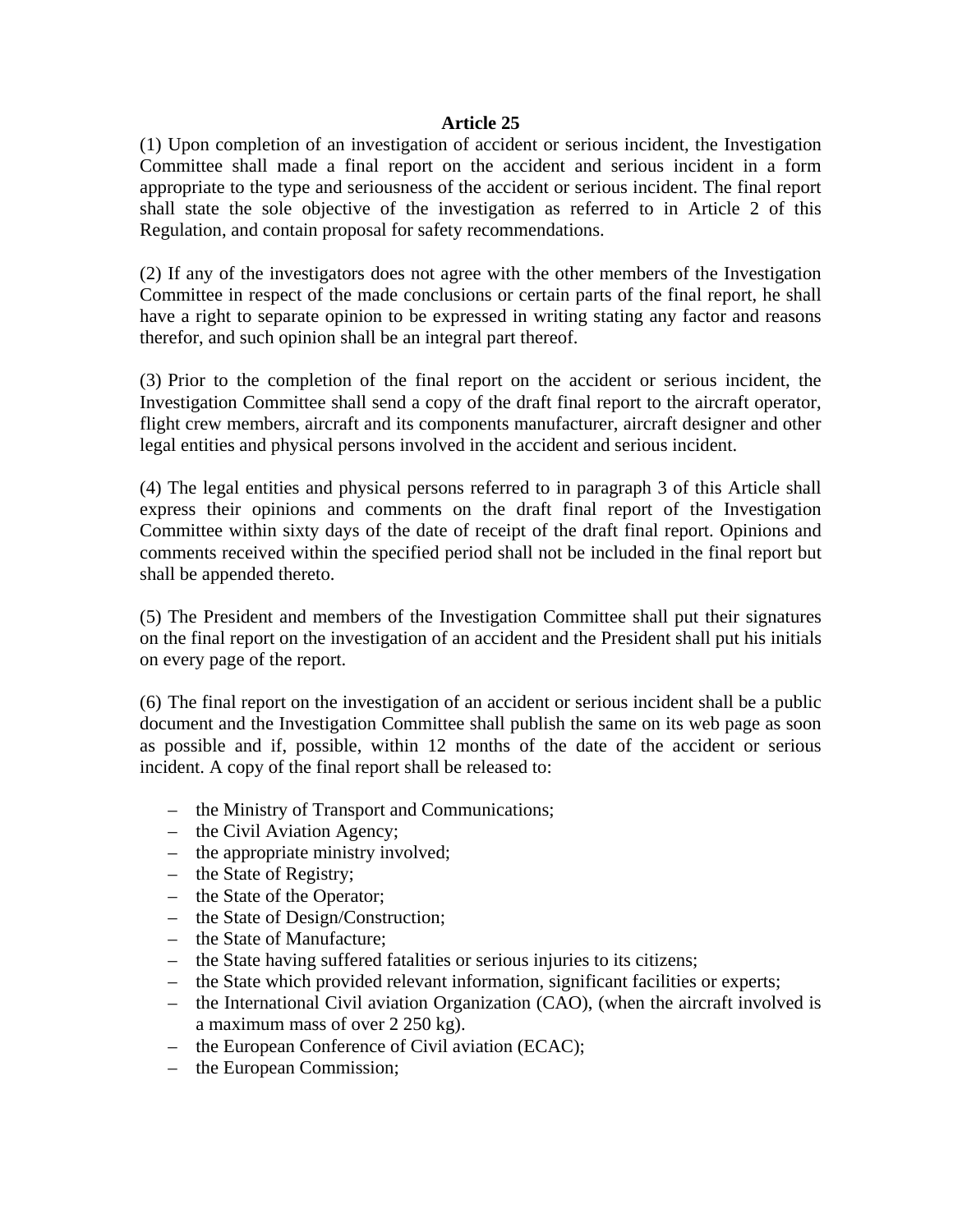**Article 25**

(1) Upon completion of an investigation of accident or serious incident, the Investigation Committee shall made a final report on the accident and serious incident in a form appropriate to the type and seriousness of the accident or serious incident. The final report shall state the sole objective of the investigation as referred to in Article 2 of this Regulation, and contain proposal for safety recommendations.

(2) If any of the investigators does not agree with the other members of the Investigation Committee in respect of the made conclusions or certain parts of the final report, he shall have a right to separate opinion to be expressed in writing stating any factor and reasons therefor, and such opinion shall be an integral part thereof.

(3) Prior to the completion of the final report on the accident or serious incident, the Investigation Committee shall send a copy of the draft final report to the aircraft operator, flight crew members, aircraft and its components manufacturer, aircraft designer and other legal entities and physical persons involved in the accident and serious incident.

(4) The legal entities and physical persons referred to in paragraph 3 of this Article shall express their opinions and comments on the draft final report of the Investigation Committee within sixty days of the date of receipt of the draft final report. Opinions and comments received within the specified period shall not be included in the final report but shall be appended thereto.

(5) The President and members of the Investigation Committee shall put their signatures on the final report on the investigation of an accident and the President shall put his initials on every page of the report.

(6) The final report on the investigation of an accident or serious incident shall be a public document and the Investigation Committee shall publish the same on its web page as soon as possible and if, possible, within 12 months of the date of the accident or serious incident. A copy of the final report shall be released to:

- the Ministry of Transport and Communications;
- the Civil Aviation Agency;
- the appropriate ministry involved;
- the State of Registry;
- the State of the Operator;
- the State of Design/Construction;
- the State of Manufacture;
- the State having suffered fatalities or serious injuries to its citizens;
- the State which provided relevant information, significant facilities or experts;
- the International Civil aviation Organization (CAO), (when the aircraft involved is a maximum mass of over 2 250 kg).
- the European Conference of Civil aviation (ECAC);
- the European Commission;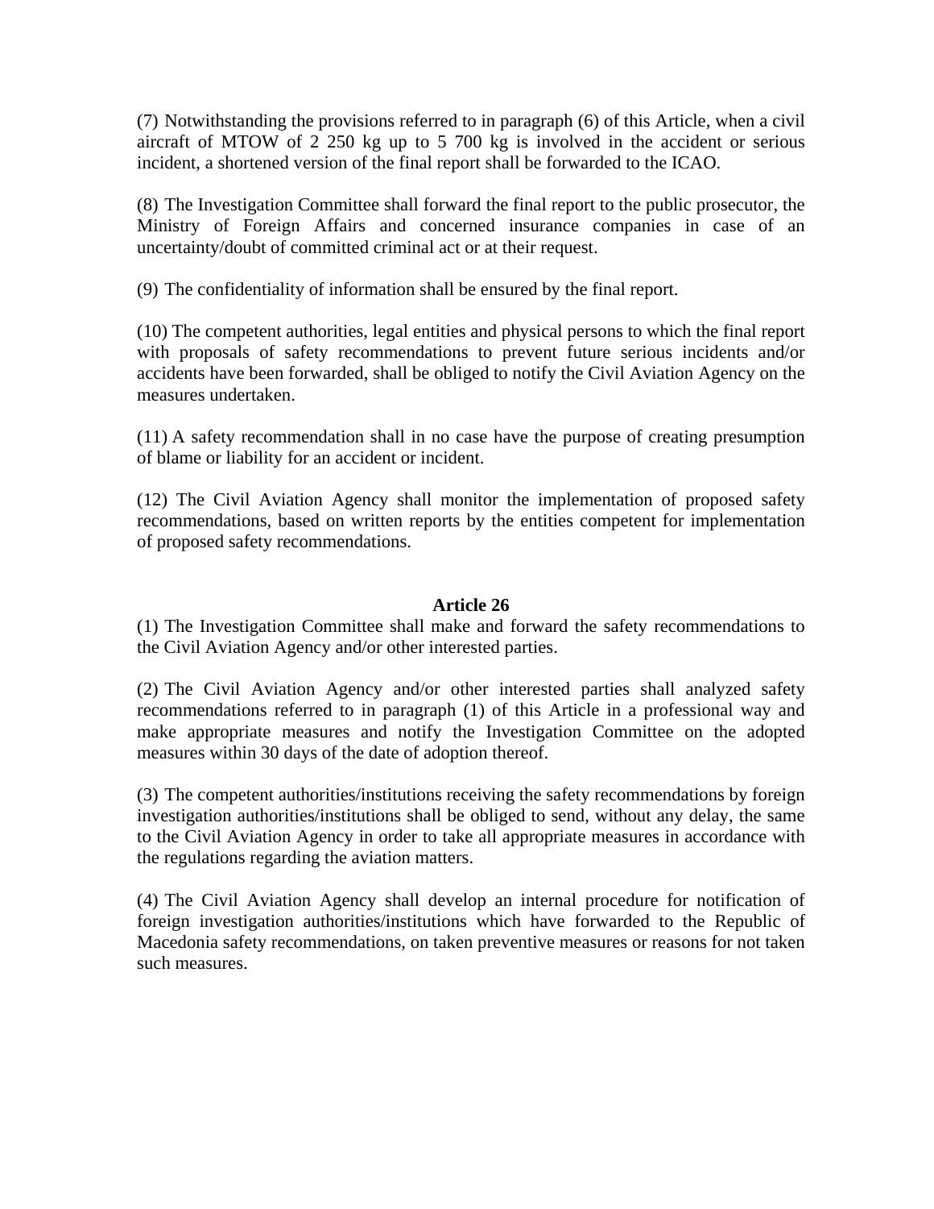(7) Notwithstanding the provisions referred to in paragraph (6) of this Article, when a civil aircraft of MTOW of 2 250 kg up to 5 700 kg is involved in the accident or serious incident, a shortened version of the final report shall be forwarded to the ICAO.

(8) The Investigation Committee shall forward the final report to the public prosecutor, the Ministry of Foreign Affairs and concerned insurance companies in case of an uncertainty/doubt of committed criminal act or at their request.

(9) The confidentiality of information shall be ensured by the final report.

(10) The competent authorities, legal entities and physical persons to which the final report with proposals of safety recommendations to prevent future serious incidents and/or accidents have been forwarded, shall be obliged to notify the Civil Aviation Agency on the measures undertaken.

(11) A safety recommendation shall in no case have the purpose of creating presumption of blame or liability for an accident or incident.

(12) The Civil Aviation Agency shall monitor the implementation of proposed safety recommendations, based on written reports by the entities competent for implementation of proposed safety recommendations.

### Article 26

(1) The Investigation Committee shall make and forward the safety recommendations to the Civil Aviation Agency and/or other interested parties.

(2) The Civil Aviation Agency and/or other interested parties shall analyzed safety recommendations referred to in paragraph (1) of this Article in a professional way and make appropriate measures and notify the Investigation Committee on the adopted measures within 30 days of the date of adoption thereof.

(3) The competent authorities/institutions receiving the safety recommendations by foreign investigation authorities/institutions shall be obliged to send, without any delay, the same to the Civil Aviation Agency in order to take all appropriate measures in accordance with the regulations regarding the aviation matters.

(4) The Civil Aviation Agency shall develop an internal procedure for notification of foreign investigation authorities/institutions which have forwarded to the Republic of Macedonia safety recommendations, on taken preventive measures or reasons for not taken such measures.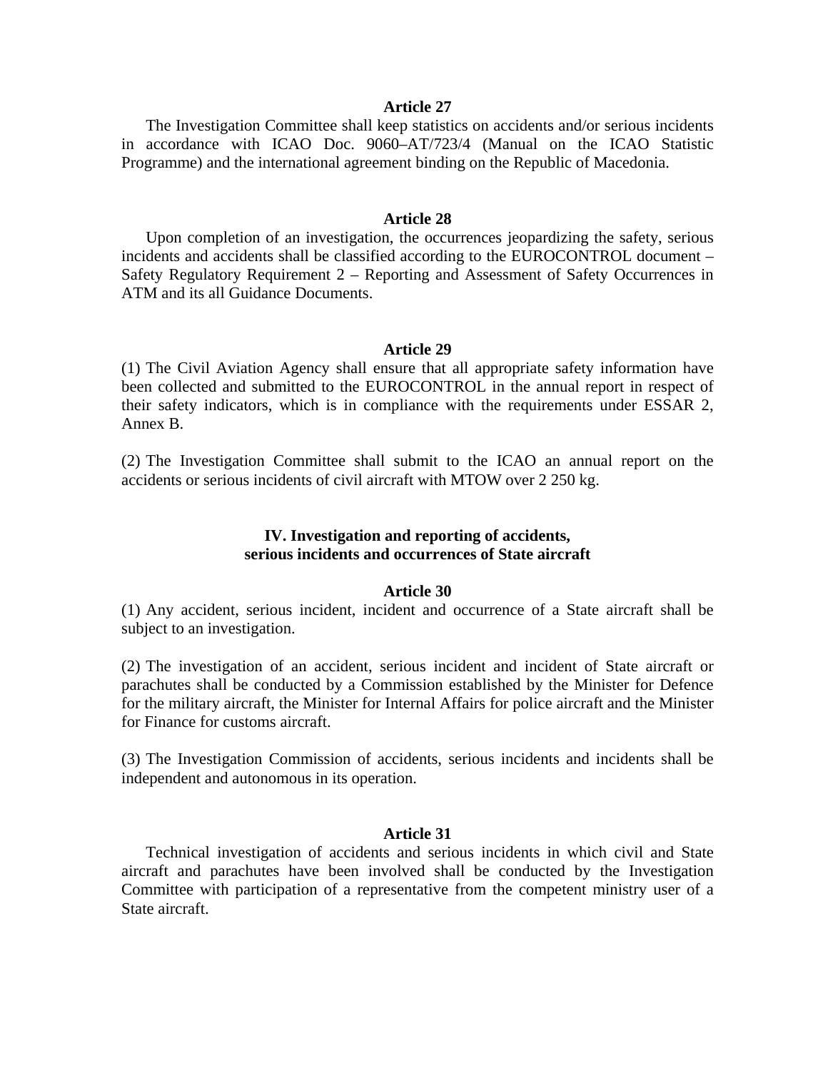**Article 27**

The Investigation Committee shall keep statistics on accidents and/or serious incidents in accordance with ICAO Doc. 9060–AT/723/4 (Manual on the ICAO Statistic Programme) and the international agreement binding on the Republic of Macedonia.

**Article 28**

Upon completion of an investigation, the occurrences jeopardizing the safety, serious incidents and accidents shall be classified according to the EUROCONTROL document – Safety Regulatory Requirement 2 – Reporting and Assessment of Safety Occurrences in ATM and its all Guidance Documents.

**Article 29**

(1) The Civil Aviation Agency shall ensure that all appropriate safety information have been collected and submitted to the EUROCONTROL in the annual report in respect of their safety indicators, which is in compliance with the requirements under ESSAR 2, Annex B.

(2) The Investigation Committee shall submit to the ICAO an annual report on the accidents or serious incidents of civil aircraft with MTOW over 2 250 kg.

## IV. Investigation and reporting of accidents, serious incidents and occurrences of State aircraft

**Article 30**

(1) Any accident, serious incident, incident and occurrence of a State aircraft shall be subject to an investigation.

(2) The investigation of an accident, serious incident and incident of State aircraft or parachutes shall be conducted by a Commission established by the Minister for Defence for the military aircraft, the Minister for Internal Affairs for police aircraft and the Minister for Finance for customs aircraft.

(3) The Investigation Commission of accidents, serious incidents and incidents shall be independent and autonomous in its operation.

**Article 31**

Technical investigation of accidents and serious incidents in which civil and State aircraft and parachutes have been involved shall be conducted by the Investigation Committee with participation of a representative from the competent ministry user of a State aircraft.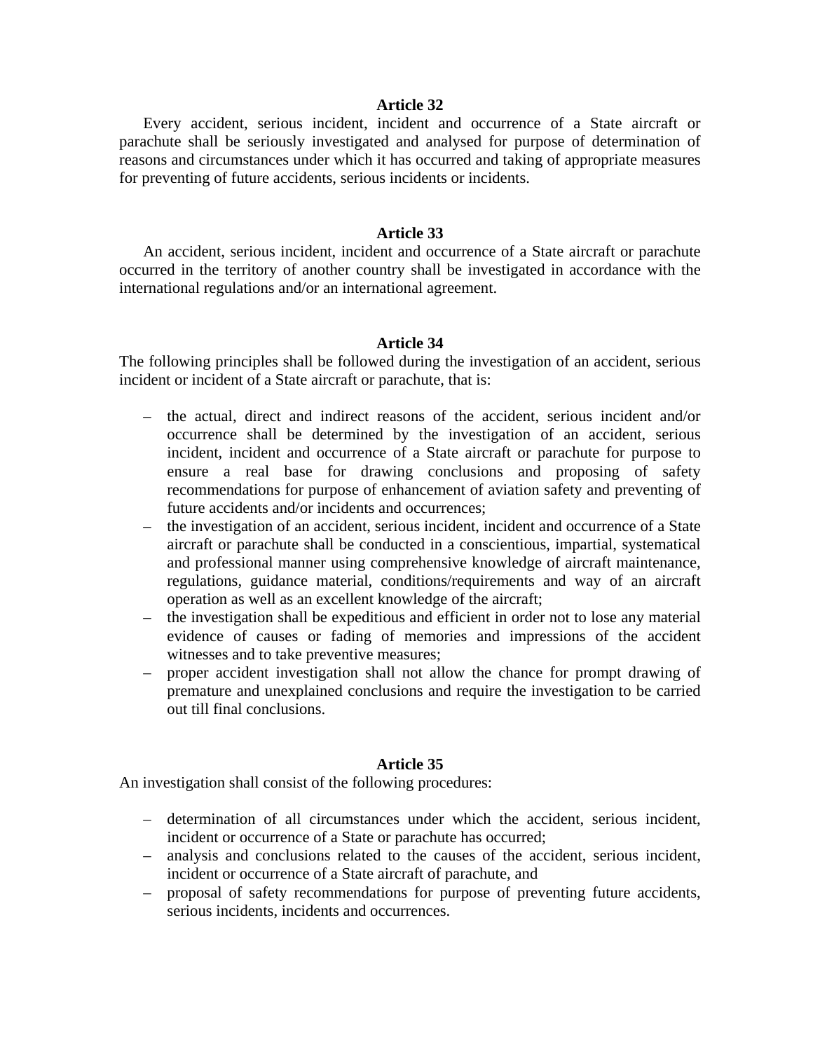## Article 32

Every accident, serious incident, incident and occurrence of a State aircraft or parachute shall be seriously investigated and analysed for purpose of determination of reasons and circumstances under which it has occurred and taking of appropriate measures for preventing of future accidents, serious incidents or incidents.

## Article 33

An accident, serious incident, incident and occurrence of a State aircraft or parachute occurred in the territory of another country shall be investigated in accordance with the international regulations and/or an international agreement.

## Article 34

The following principles shall be followed during the investigation of an accident, serious incident or incident of a State aircraft or parachute, that is:

- the actual, direct and indirect reasons of the accident, serious incident and/or occurrence shall be determined by the investigation of an accident, serious incident, incident and occurrence of a State aircraft or parachute for purpose to ensure a real base for drawing conclusions and proposing of safety recommendations for purpose of enhancement of aviation safety and preventing of future accidents and/or incidents and occurrences;
- the investigation of an accident, serious incident, incident and occurrence of a State aircraft or parachute shall be conducted in a conscientious, impartial, systematical and professional manner using comprehensive knowledge of aircraft maintenance, regulations, guidance material, conditions/requirements and way of an aircraft operation as well as an excellent knowledge of the aircraft;
- the investigation shall be expeditious and efficient in order not to lose any material evidence of causes or fading of memories and impressions of the accident witnesses and to take preventive measures;
- proper accident investigation shall not allow the chance for prompt drawing of premature and unexplained conclusions and require the investigation to be carried out till final conclusions.

## Article 35

An investigation shall consist of the following procedures:

- determination of all circumstances under which the accident, serious incident, incident or occurrence of a State or parachute has occurred;
- analysis and conclusions related to the causes of the accident, serious incident, incident or occurrence of a State aircraft of parachute, and
- proposal of safety recommendations for purpose of preventing future accidents, serious incidents, incidents and occurrences.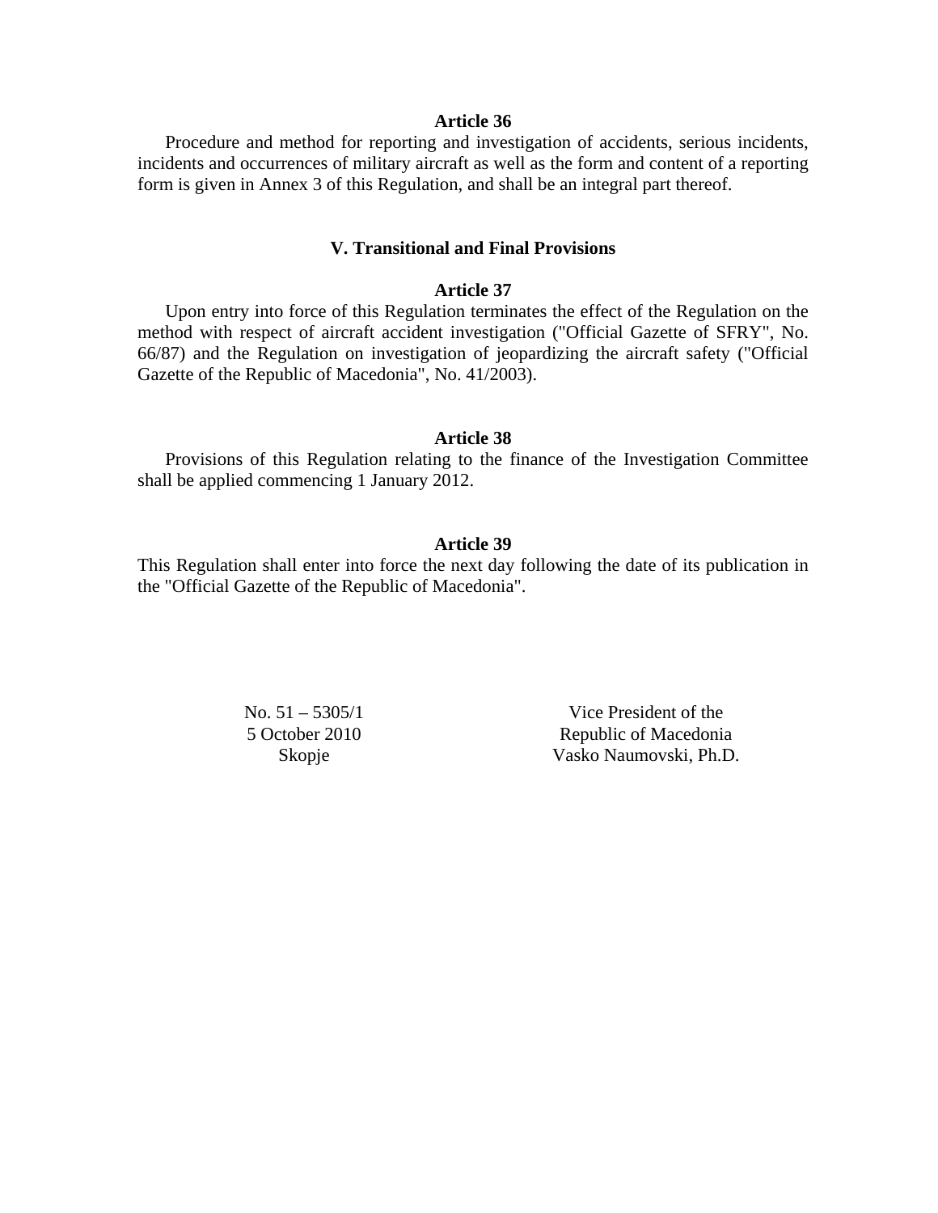**Article 36**

Procedure and method for reporting and investigation of accidents, serious incidents, incidents and occurrences of military aircraft as well as the form and content of a reporting form is given in Annex 3 of this Regulation, and shall be an integral part thereof.

## V. Transitional and Final Provisions

**Article 37**

Upon entry into force of this Regulation terminates the effect of the Regulation on the method with respect of aircraft accident investigation ("Official Gazette of SFRY", No. 66/87) and the Regulation on investigation of jeopardizing the aircraft safety ("Official Gazette of the Republic of Macedonia", No. 41/2003).

**Article 38**

Provisions of this Regulation relating to the finance of the Investigation Committee shall be applied commencing 1 January 2012.

**Article 39**

This Regulation shall enter into force the next day following the date of its publication in the "Official Gazette of the Republic of Macedonia".

No. 51 – 5305/1
5 October 2010
Skopje

Vice President of the
Republic of Macedonia
Vasko Naumovski, Ph.D.